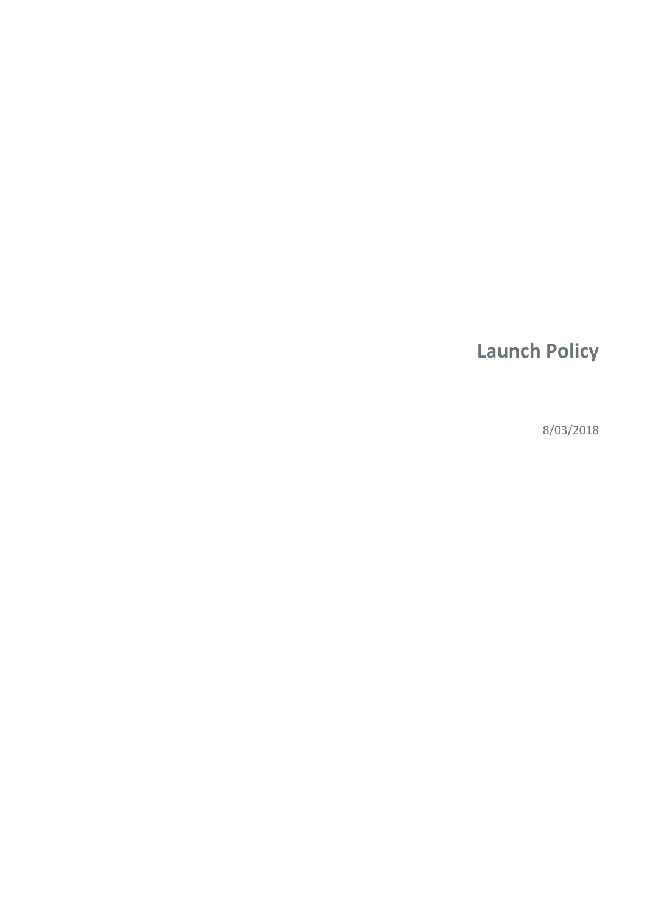# Launch Policy

8/03/2018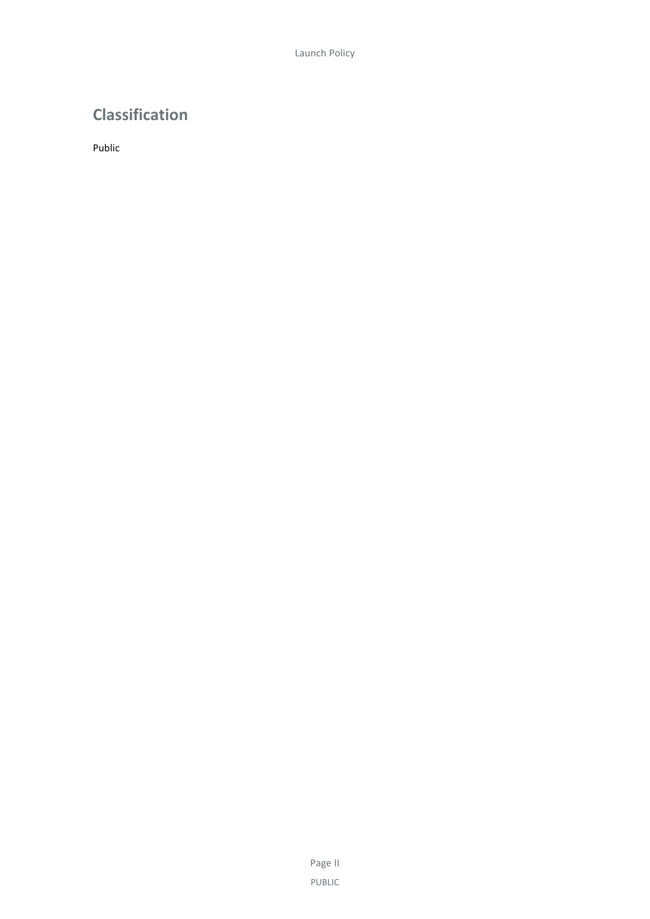## Classification

Public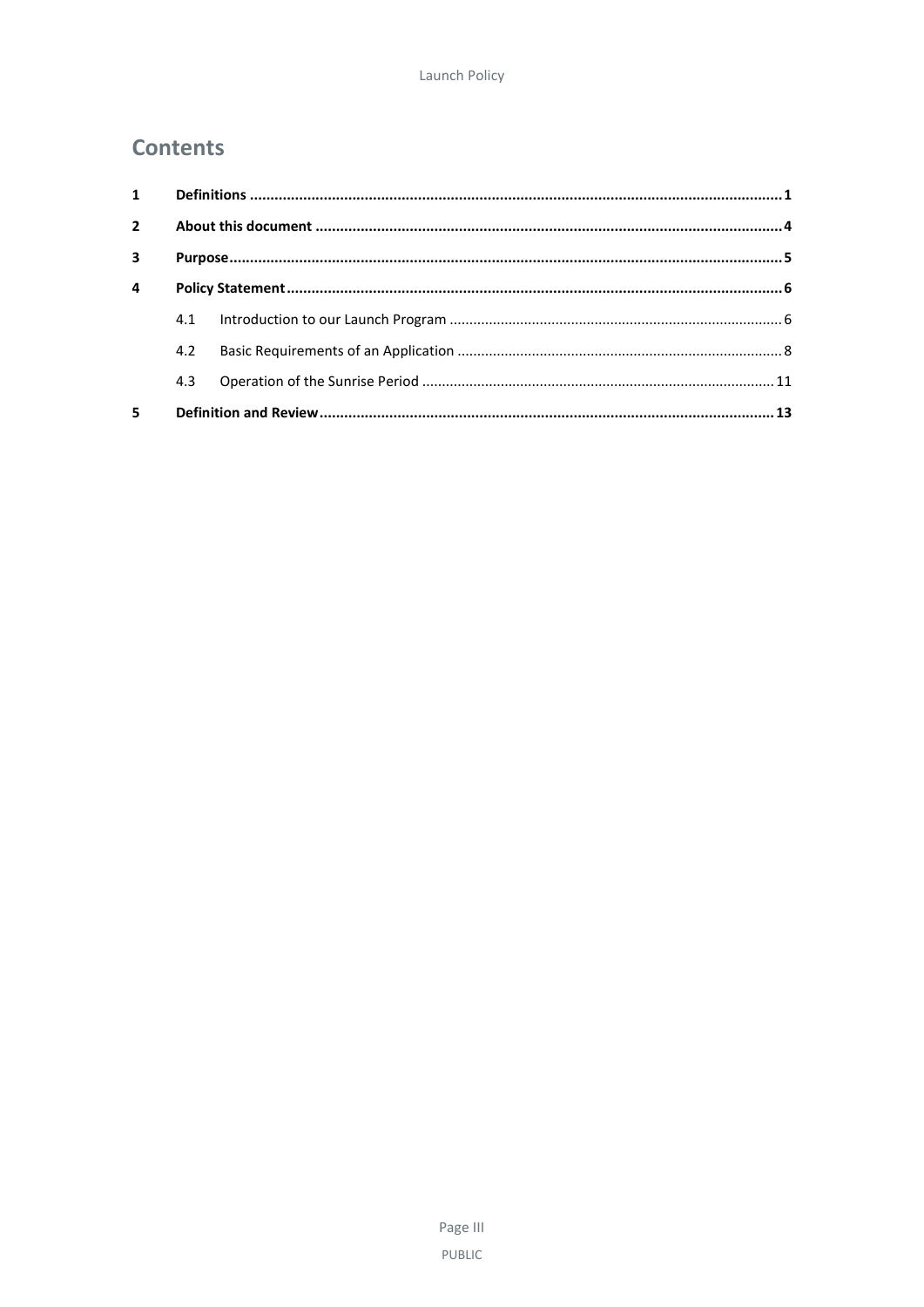## Contents

| | | |
|---|---|---|
| **1** | **Definitions** | **1** |
| **2** | **About this document** | **4** |
| **3** | **Purpose** | **5** |
| **4** | **Policy Statement** | **6** |
| 4.1 | Introduction to our Launch Program | 6 |
| 4.2 | Basic Requirements of an Application | 8 |
| 4.3 | Operation of the Sunrise Period | 11 |
| **5** | **Definition and Review** | **13** |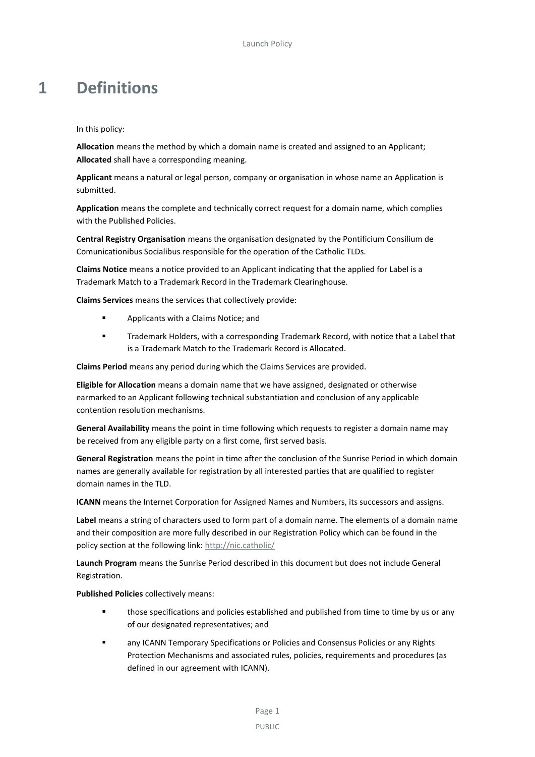# 1 Definitions

In this policy:

**Allocation** means the method by which a domain name is created and assigned to an Applicant; **Allocated** shall have a corresponding meaning.

**Applicant** means a natural or legal person, company or organisation in whose name an Application is submitted.

**Application** means the complete and technically correct request for a domain name, which complies with the Published Policies.

**Central Registry Organisation** means the organisation designated by the Pontificium Consilium de Comunicationibus Socialibus responsible for the operation of the Catholic TLDs.

**Claims Notice** means a notice provided to an Applicant indicating that the applied for Label is a Trademark Match to a Trademark Record in the Trademark Clearinghouse.

**Claims Services** means the services that collectively provide:

- Applicants with a Claims Notice; and
- Trademark Holders, with a corresponding Trademark Record, with notice that a Label that is a Trademark Match to the Trademark Record is Allocated.

**Claims Period** means any period during which the Claims Services are provided.

**Eligible for Allocation** means a domain name that we have assigned, designated or otherwise earmarked to an Applicant following technical substantiation and conclusion of any applicable contention resolution mechanisms.

**General Availability** means the point in time following which requests to register a domain name may be received from any eligible party on a first come, first served basis.

**General Registration** means the point in time after the conclusion of the Sunrise Period in which domain names are generally available for registration by all interested parties that are qualified to register domain names in the TLD.

**ICANN** means the Internet Corporation for Assigned Names and Numbers, its successors and assigns.

**Label** means a string of characters used to form part of a domain name. The elements of a domain name and their composition are more fully described in our Registration Policy which can be found in the policy section at the following link: http://nic.catholic/

**Launch Program** means the Sunrise Period described in this document but does not include General Registration.

**Published Policies** collectively means:

- those specifications and policies established and published from time to time by us or any of our designated representatives; and
- any ICANN Temporary Specifications or Policies and Consensus Policies or any Rights Protection Mechanisms and associated rules, policies, requirements and procedures (as defined in our agreement with ICANN).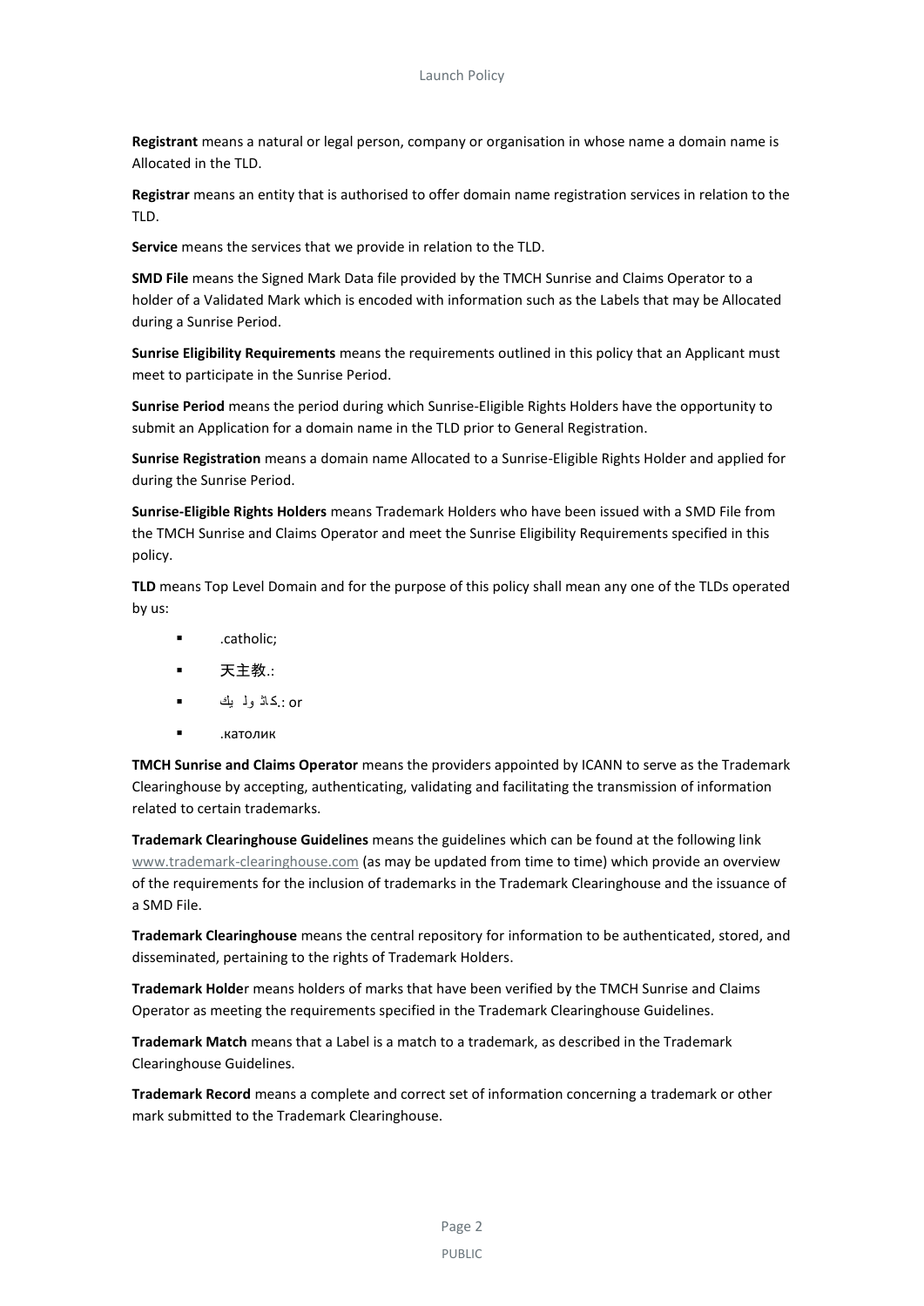**Registrant** means a natural or legal person, company or organisation in whose name a domain name is Allocated in the TLD.

**Registrar** means an entity that is authorised to offer domain name registration services in relation to the TLD.

**Service** means the services that we provide in relation to the TLD.

**SMD File** means the Signed Mark Data file provided by the TMCH Sunrise and Claims Operator to a holder of a Validated Mark which is encoded with information such as the Labels that may be Allocated during a Sunrise Period.

**Sunrise Eligibility Requirements** means the requirements outlined in this policy that an Applicant must meet to participate in the Sunrise Period.

**Sunrise Period** means the period during which Sunrise-Eligible Rights Holders have the opportunity to submit an Application for a domain name in the TLD prior to General Registration.

**Sunrise Registration** means a domain name Allocated to a Sunrise-Eligible Rights Holder and applied for during the Sunrise Period.

**Sunrise-Eligible Rights Holders** means Trademark Holders who have been issued with a SMD File from the TMCH Sunrise and Claims Operator and meet the Sunrise Eligibility Requirements specified in this policy.

**TLD** means Top Level Domain and for the purpose of this policy shall mean any one of the TLDs operated by us:

- .catholic;
- 天主教.:
- .كاثوليك: or
- .католик

**TMCH Sunrise and Claims Operator** means the providers appointed by ICANN to serve as the Trademark Clearinghouse by accepting, authenticating, validating and facilitating the transmission of information related to certain trademarks.

**Trademark Clearinghouse Guidelines** means the guidelines which can be found at the following link www.trademark-clearinghouse.com (as may be updated from time to time) which provide an overview of the requirements for the inclusion of trademarks in the Trademark Clearinghouse and the issuance of a SMD File.

**Trademark Clearinghouse** means the central repository for information to be authenticated, stored, and disseminated, pertaining to the rights of Trademark Holders.

**Trademark Holder** means holders of marks that have been verified by the TMCH Sunrise and Claims Operator as meeting the requirements specified in the Trademark Clearinghouse Guidelines.

**Trademark Match** means that a Label is a match to a trademark, as described in the Trademark Clearinghouse Guidelines.

**Trademark Record** means a complete and correct set of information concerning a trademark or other mark submitted to the Trademark Clearinghouse.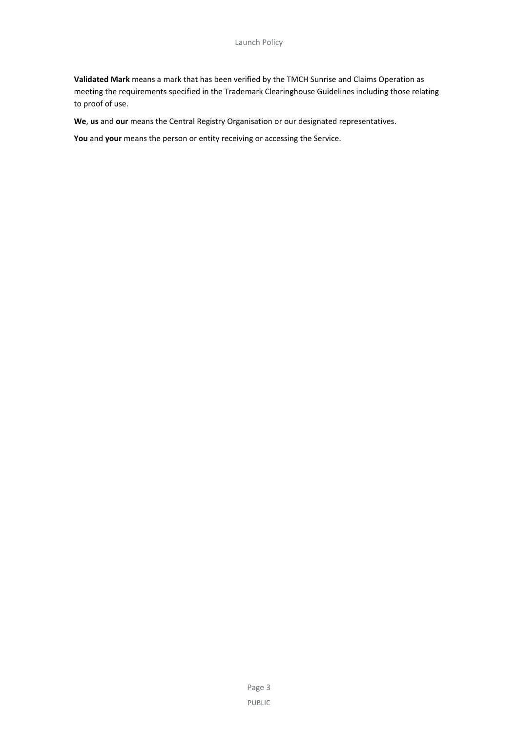**Validated Mark** means a mark that has been verified by the TMCH Sunrise and Claims Operation as meeting the requirements specified in the Trademark Clearinghouse Guidelines including those relating to proof of use.

**We**, **us** and **our** means the Central Registry Organisation or our designated representatives.

**You** and **your** means the person or entity receiving or accessing the Service.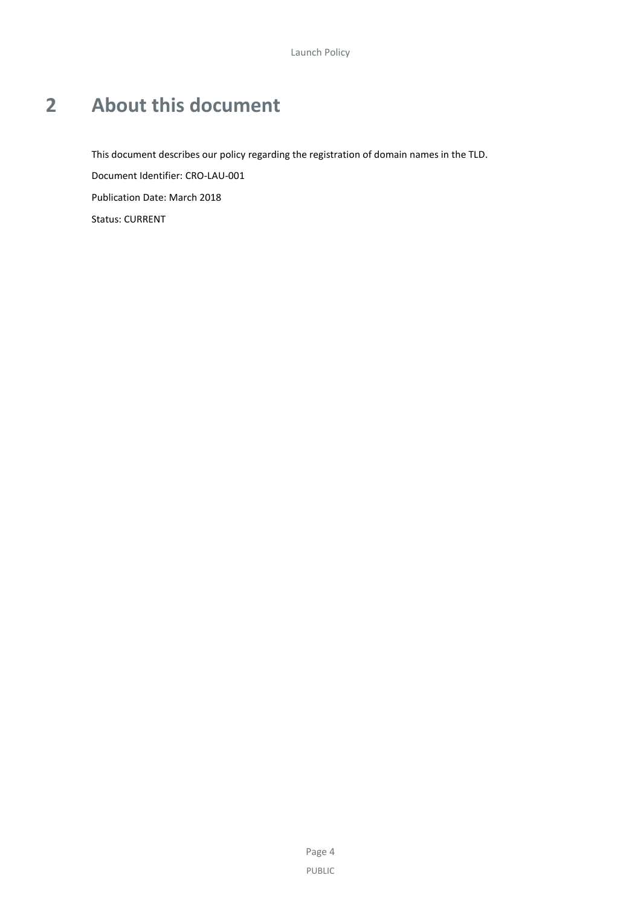# 2 About this document

This document describes our policy regarding the registration of domain names in the TLD.

Document Identifier: CRO-LAU-001

Publication Date: March 2018

Status: CURRENT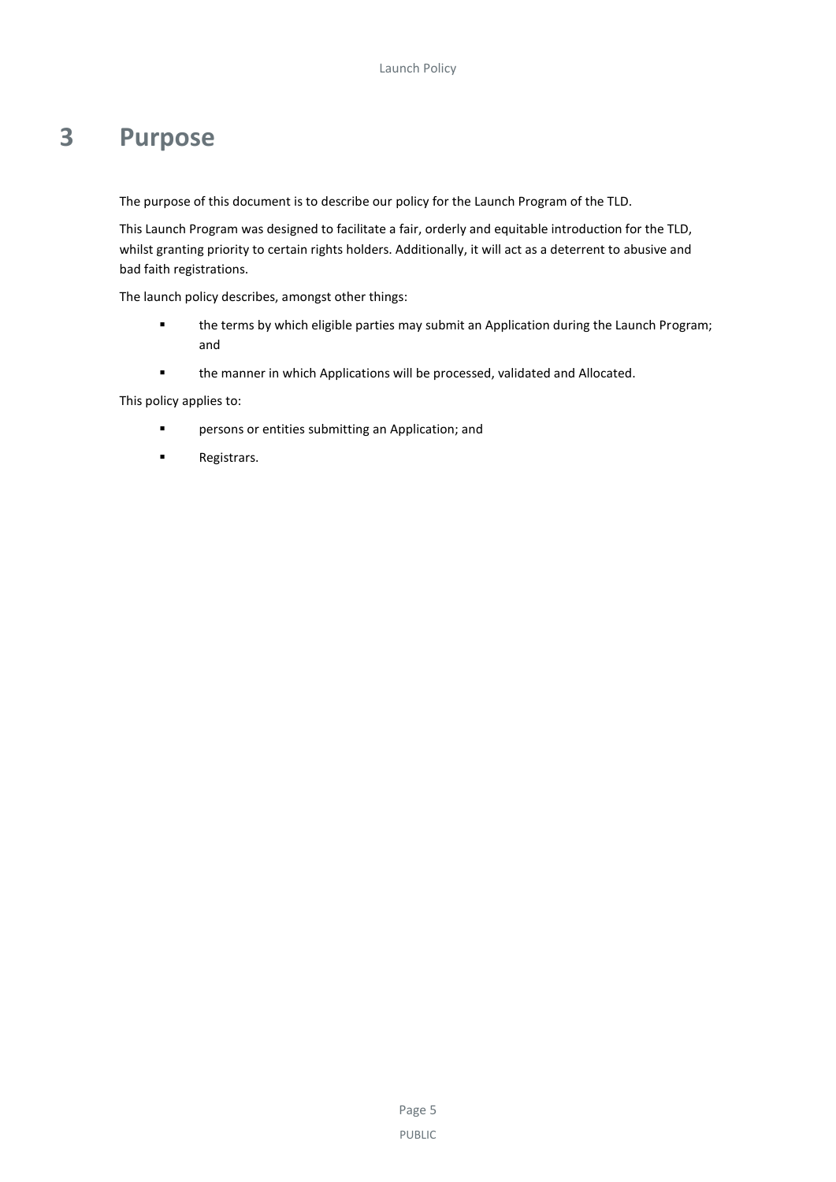# 3 Purpose

The purpose of this document is to describe our policy for the Launch Program of the TLD.

This Launch Program was designed to facilitate a fair, orderly and equitable introduction for the TLD, whilst granting priority to certain rights holders. Additionally, it will act as a deterrent to abusive and bad faith registrations.

The launch policy describes, amongst other things:

- the terms by which eligible parties may submit an Application during the Launch Program; and
- the manner in which Applications will be processed, validated and Allocated.

This policy applies to:

- persons or entities submitting an Application; and
- Registrars.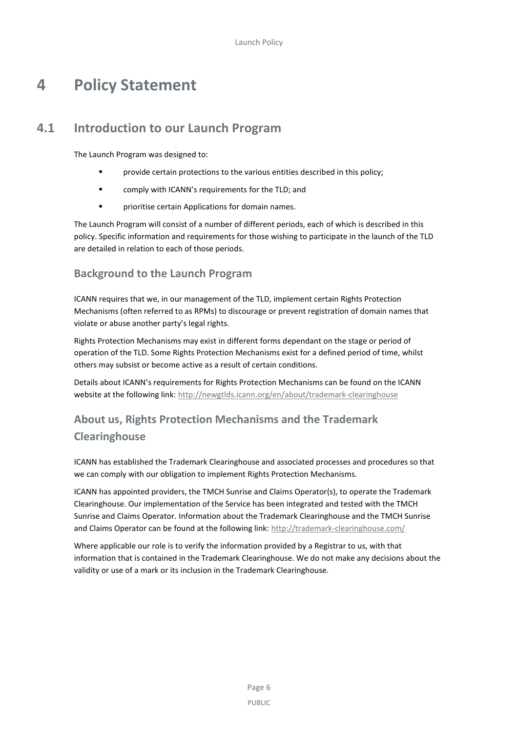# 4 Policy Statement

## 4.1 Introduction to our Launch Program

The Launch Program was designed to:

- provide certain protections to the various entities described in this policy;
- comply with ICANN's requirements for the TLD; and
- prioritise certain Applications for domain names.

The Launch Program will consist of a number of different periods, each of which is described in this policy. Specific information and requirements for those wishing to participate in the launch of the TLD are detailed in relation to each of those periods.

### Background to the Launch Program

ICANN requires that we, in our management of the TLD, implement certain Rights Protection Mechanisms (often referred to as RPMs) to discourage or prevent registration of domain names that violate or abuse another party's legal rights.

Rights Protection Mechanisms may exist in different forms dependant on the stage or period of operation of the TLD. Some Rights Protection Mechanisms exist for a defined period of time, whilst others may subsist or become active as a result of certain conditions.

Details about ICANN's requirements for Rights Protection Mechanisms can be found on the ICANN website at the following link: http://newgtlds.icann.org/en/about/trademark-clearinghouse

### About us, Rights Protection Mechanisms and the Trademark Clearinghouse

ICANN has established the Trademark Clearinghouse and associated processes and procedures so that we can comply with our obligation to implement Rights Protection Mechanisms.

ICANN has appointed providers, the TMCH Sunrise and Claims Operator(s), to operate the Trademark Clearinghouse. Our implementation of the Service has been integrated and tested with the TMCH Sunrise and Claims Operator. Information about the Trademark Clearinghouse and the TMCH Sunrise and Claims Operator can be found at the following link: http://trademark-clearinghouse.com/

Where applicable our role is to verify the information provided by a Registrar to us, with that information that is contained in the Trademark Clearinghouse. We do not make any decisions about the validity or use of a mark or its inclusion in the Trademark Clearinghouse.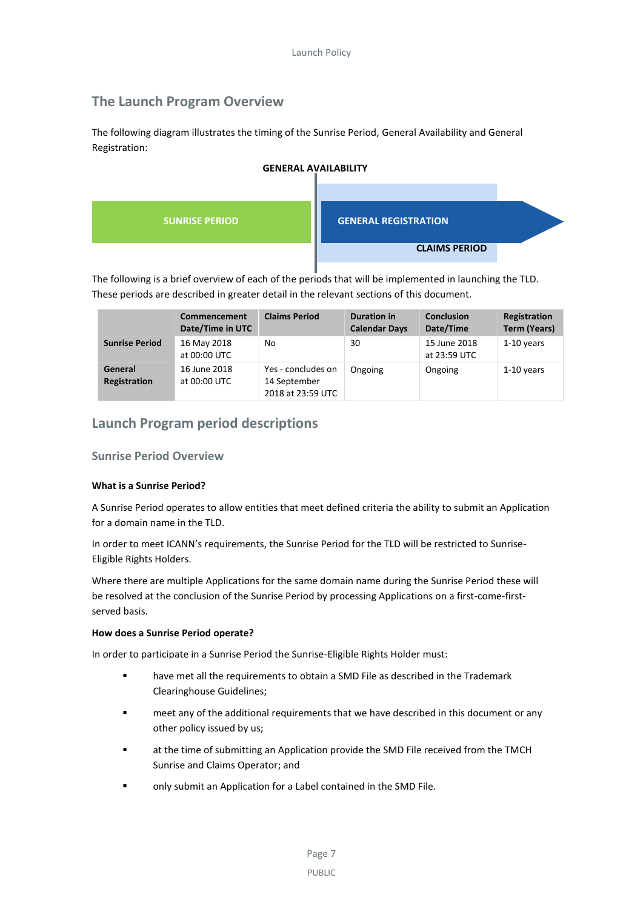## The Launch Program Overview

The following diagram illustrates the timing of the Sunrise Period, General Availability and General Registration:

GENERAL AVAILABILITY

SUNRISE PERIOD

GENERAL REGISTRATION

CLAIMS PERIOD

The following is a brief overview of each of the periods that will be implemented in launching the TLD. These periods are described in greater detail in the relevant sections of this document.

| | Commencement Date/Time in UTC | Claims Period | Duration in Calendar Days | Conclusion Date/Time | Registration Term (Years) |
|---|---|---|---|---|---|
| **Sunrise Period** | 16 May 2018 at 00:00 UTC | No | 30 | 15 June 2018 at 23:59 UTC | 1-10 years |
| **General Registration** | 16 June 2018 at 00:00 UTC | Yes - concludes on 14 September 2018 at 23:59 UTC | Ongoing | Ongoing | 1-10 years |

## Launch Program period descriptions

### Sunrise Period Overview

**What is a Sunrise Period?**

A Sunrise Period operates to allow entities that meet defined criteria the ability to submit an Application for a domain name in the TLD.

In order to meet ICANN's requirements, the Sunrise Period for the TLD will be restricted to Sunrise-Eligible Rights Holders.

Where there are multiple Applications for the same domain name during the Sunrise Period these will be resolved at the conclusion of the Sunrise Period by processing Applications on a first-come-first-served basis.

**How does a Sunrise Period operate?**

In order to participate in a Sunrise Period the Sunrise-Eligible Rights Holder must:

- have met all the requirements to obtain a SMD File as described in the Trademark Clearinghouse Guidelines;
- meet any of the additional requirements that we have described in this document or any other policy issued by us;
- at the time of submitting an Application provide the SMD File received from the TMCH Sunrise and Claims Operator; and
- only submit an Application for a Label contained in the SMD File.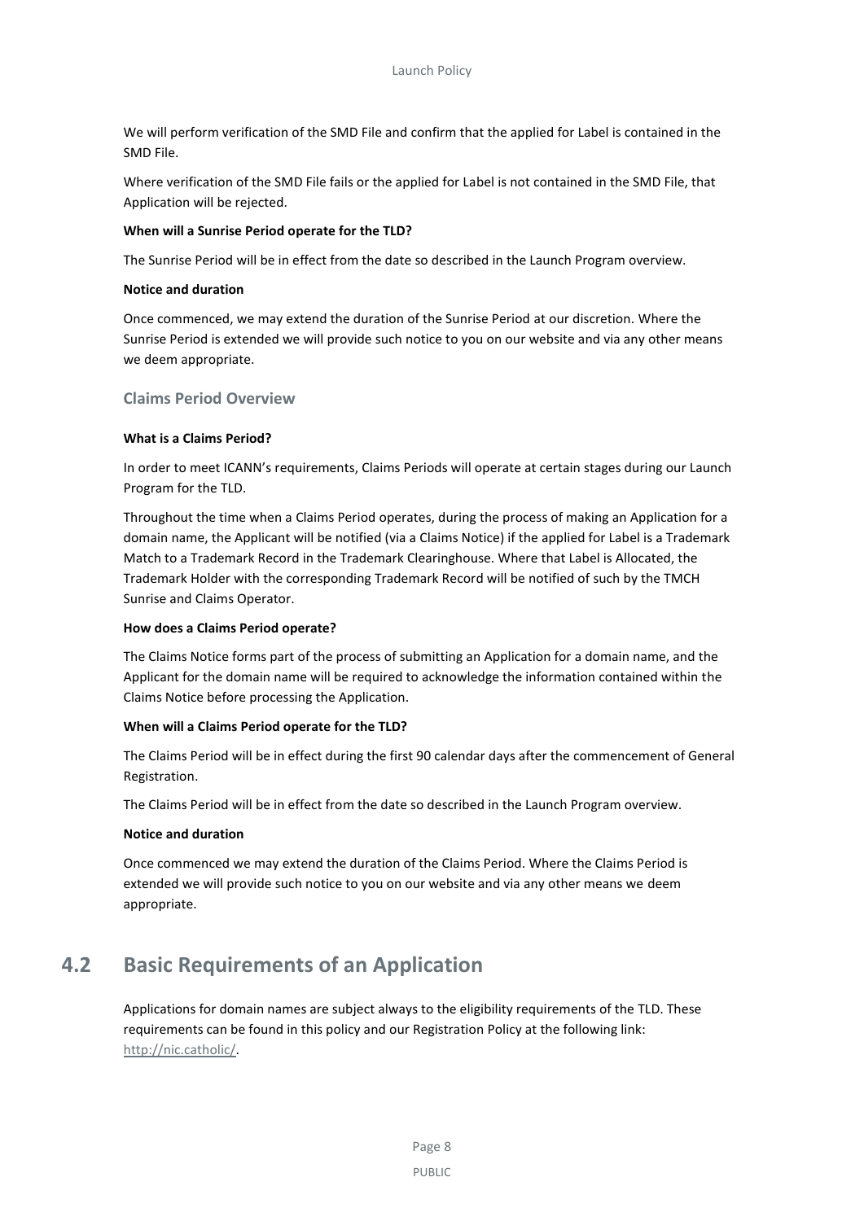We will perform verification of the SMD File and confirm that the applied for Label is contained in the SMD File.

Where verification of the SMD File fails or the applied for Label is not contained in the SMD File, that Application will be rejected.

**When will a Sunrise Period operate for the TLD?**

The Sunrise Period will be in effect from the date so described in the Launch Program overview.

**Notice and duration**

Once commenced, we may extend the duration of the Sunrise Period at our discretion. Where the Sunrise Period is extended we will provide such notice to you on our website and via any other means we deem appropriate.

### Claims Period Overview

**What is a Claims Period?**

In order to meet ICANN's requirements, Claims Periods will operate at certain stages during our Launch Program for the TLD.

Throughout the time when a Claims Period operates, during the process of making an Application for a domain name, the Applicant will be notified (via a Claims Notice) if the applied for Label is a Trademark Match to a Trademark Record in the Trademark Clearinghouse. Where that Label is Allocated, the Trademark Holder with the corresponding Trademark Record will be notified of such by the TMCH Sunrise and Claims Operator.

**How does a Claims Period operate?**

The Claims Notice forms part of the process of submitting an Application for a domain name, and the Applicant for the domain name will be required to acknowledge the information contained within the Claims Notice before processing the Application.

**When will a Claims Period operate for the TLD?**

The Claims Period will be in effect during the first 90 calendar days after the commencement of General Registration.

The Claims Period will be in effect from the date so described in the Launch Program overview.

**Notice and duration**

Once commenced we may extend the duration of the Claims Period. Where the Claims Period is extended we will provide such notice to you on our website and via any other means we deem appropriate.

## 4.2 Basic Requirements of an Application

Applications for domain names are subject always to the eligibility requirements of the TLD. These requirements can be found in this policy and our Registration Policy at the following link: http://nic.catholic/.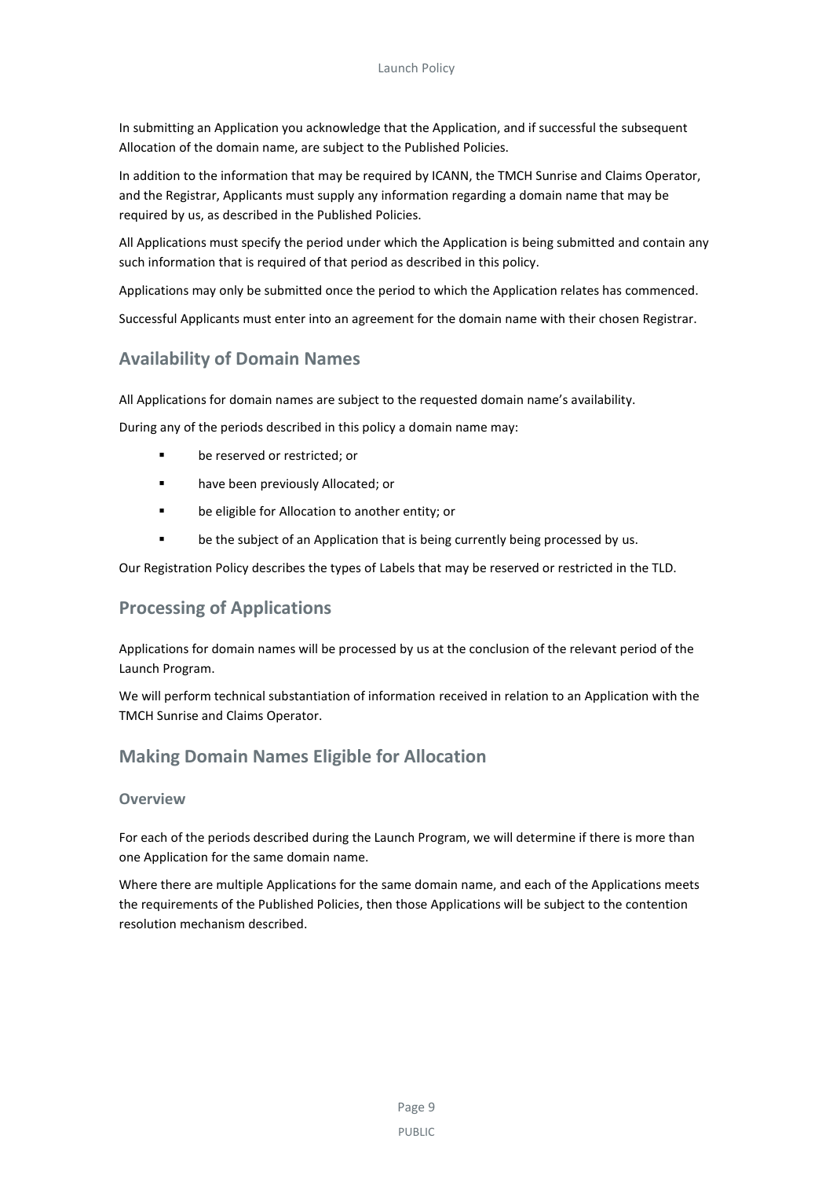In submitting an Application you acknowledge that the Application, and if successful the subsequent Allocation of the domain name, are subject to the Published Policies.

In addition to the information that may be required by ICANN, the TMCH Sunrise and Claims Operator, and the Registrar, Applicants must supply any information regarding a domain name that may be required by us, as described in the Published Policies.

All Applications must specify the period under which the Application is being submitted and contain any such information that is required of that period as described in this policy.

Applications may only be submitted once the period to which the Application relates has commenced.

Successful Applicants must enter into an agreement for the domain name with their chosen Registrar.

## Availability of Domain Names

All Applications for domain names are subject to the requested domain name's availability.

During any of the periods described in this policy a domain name may:

- be reserved or restricted; or
- have been previously Allocated; or
- be eligible for Allocation to another entity; or
- be the subject of an Application that is being currently being processed by us.

Our Registration Policy describes the types of Labels that may be reserved or restricted in the TLD.

## Processing of Applications

Applications for domain names will be processed by us at the conclusion of the relevant period of the Launch Program.

We will perform technical substantiation of information received in relation to an Application with the TMCH Sunrise and Claims Operator.

## Making Domain Names Eligible for Allocation

### Overview

For each of the periods described during the Launch Program, we will determine if there is more than one Application for the same domain name.

Where there are multiple Applications for the same domain name, and each of the Applications meets the requirements of the Published Policies, then those Applications will be subject to the contention resolution mechanism described.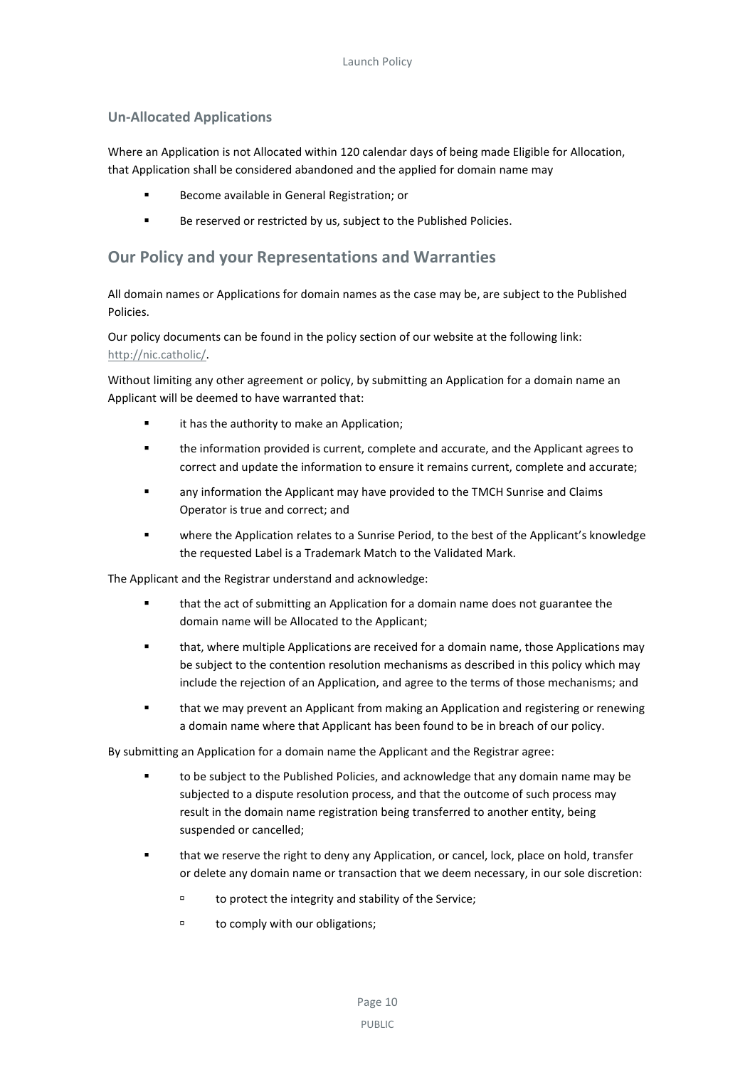### Un-Allocated Applications

Where an Application is not Allocated within 120 calendar days of being made Eligible for Allocation, that Application shall be considered abandoned and the applied for domain name may

- Become available in General Registration; or
- Be reserved or restricted by us, subject to the Published Policies.

## Our Policy and your Representations and Warranties

All domain names or Applications for domain names as the case may be, are subject to the Published Policies.

Our policy documents can be found in the policy section of our website at the following link: [http://nic.catholic/](http://nic.catholic/).

Without limiting any other agreement or policy, by submitting an Application for a domain name an Applicant will be deemed to have warranted that:

- it has the authority to make an Application;
- the information provided is current, complete and accurate, and the Applicant agrees to correct and update the information to ensure it remains current, complete and accurate;
- any information the Applicant may have provided to the TMCH Sunrise and Claims Operator is true and correct; and
- where the Application relates to a Sunrise Period, to the best of the Applicant's knowledge the requested Label is a Trademark Match to the Validated Mark.

The Applicant and the Registrar understand and acknowledge:

- that the act of submitting an Application for a domain name does not guarantee the domain name will be Allocated to the Applicant;
- that, where multiple Applications are received for a domain name, those Applications may be subject to the contention resolution mechanisms as described in this policy which may include the rejection of an Application, and agree to the terms of those mechanisms; and
- that we may prevent an Applicant from making an Application and registering or renewing a domain name where that Applicant has been found to be in breach of our policy.

By submitting an Application for a domain name the Applicant and the Registrar agree:

- to be subject to the Published Policies, and acknowledge that any domain name may be subjected to a dispute resolution process, and that the outcome of such process may result in the domain name registration being transferred to another entity, being suspended or cancelled;
- that we reserve the right to deny any Application, or cancel, lock, place on hold, transfer or delete any domain name or transaction that we deem necessary, in our sole discretion:
  - to protect the integrity and stability of the Service;
  - to comply with our obligations;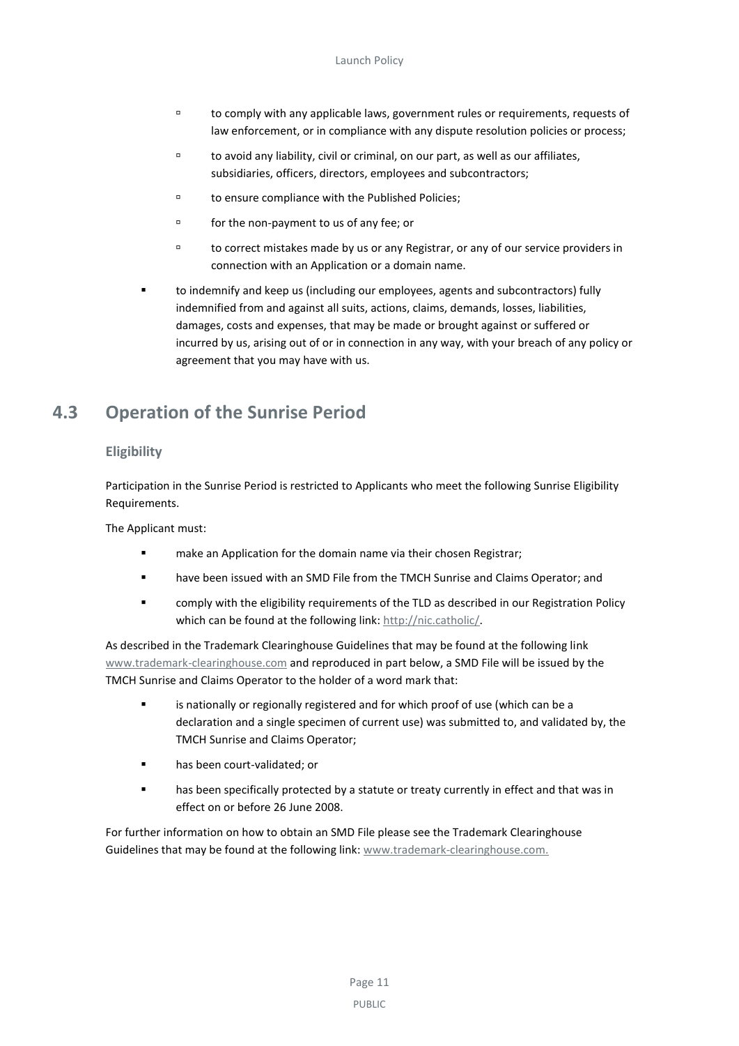- to comply with any applicable laws, government rules or requirements, requests of law enforcement, or in compliance with any dispute resolution policies or process;
  - to avoid any liability, civil or criminal, on our part, as well as our affiliates, subsidiaries, officers, directors, employees and subcontractors;
  - to ensure compliance with the Published Policies;
  - for the non-payment to us of any fee; or
  - to correct mistakes made by us or any Registrar, or any of our service providers in connection with an Application or a domain name.
- to indemnify and keep us (including our employees, agents and subcontractors) fully indemnified from and against all suits, actions, claims, demands, losses, liabilities, damages, costs and expenses, that may be made or brought against or suffered or incurred by us, arising out of or in connection in any way, with your breach of any policy or agreement that you may have with us.

## 4.3 Operation of the Sunrise Period

### Eligibility

Participation in the Sunrise Period is restricted to Applicants who meet the following Sunrise Eligibility Requirements.

The Applicant must:

- make an Application for the domain name via their chosen Registrar;
- have been issued with an SMD File from the TMCH Sunrise and Claims Operator; and
- comply with the eligibility requirements of the TLD as described in our Registration Policy which can be found at the following link: http://nic.catholic/.

As described in the Trademark Clearinghouse Guidelines that may be found at the following link www.trademark-clearinghouse.com and reproduced in part below, a SMD File will be issued by the TMCH Sunrise and Claims Operator to the holder of a word mark that:

- is nationally or regionally registered and for which proof of use (which can be a declaration and a single specimen of current use) was submitted to, and validated by, the TMCH Sunrise and Claims Operator;
- has been court-validated; or
- has been specifically protected by a statute or treaty currently in effect and that was in effect on or before 26 June 2008.

For further information on how to obtain an SMD File please see the Trademark Clearinghouse Guidelines that may be found at the following link: www.trademark-clearinghouse.com.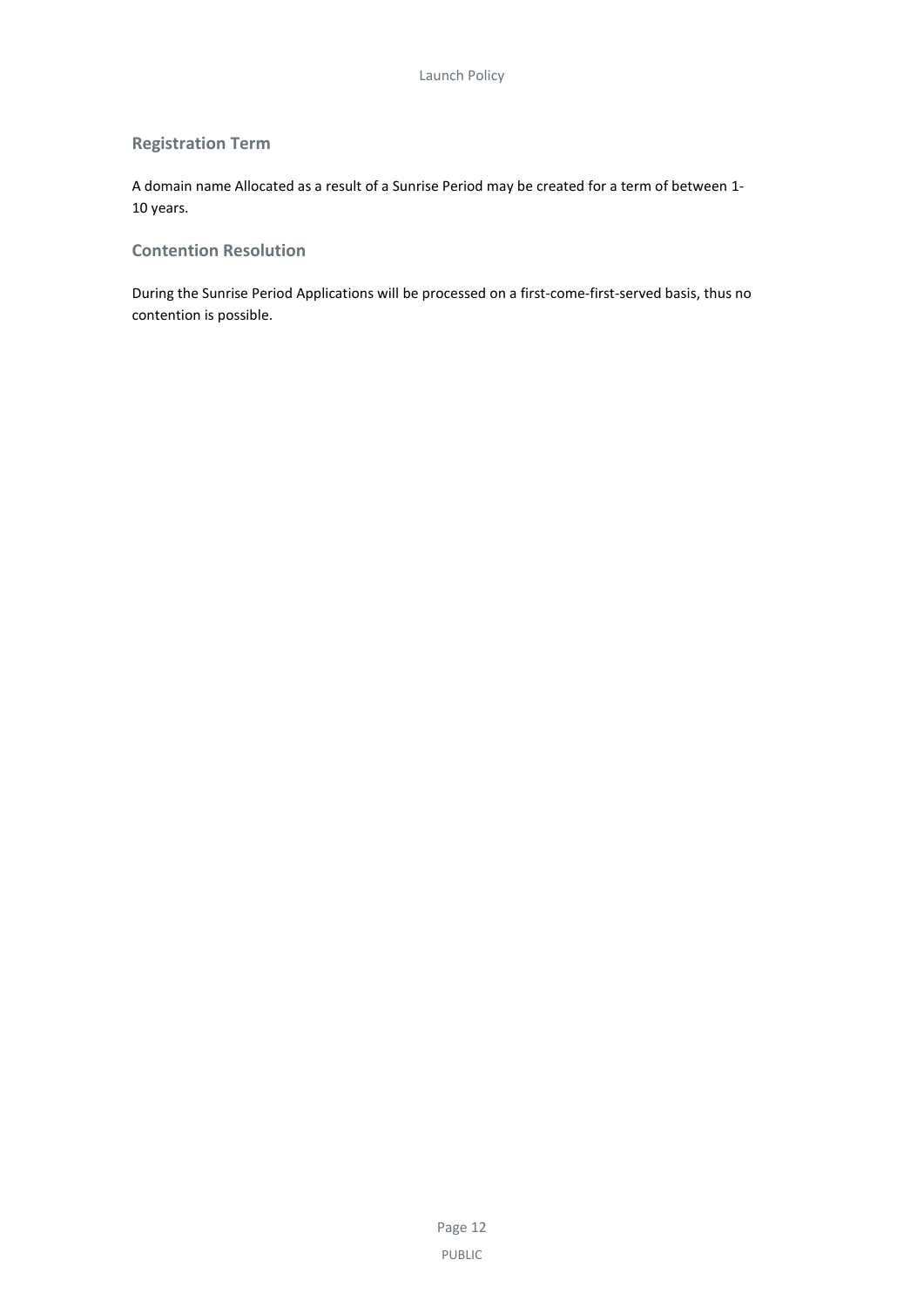## Registration Term

A domain name Allocated as a result of a Sunrise Period may be created for a term of between 1-10 years.

## Contention Resolution

During the Sunrise Period Applications will be processed on a first-come-first-served basis, thus no contention is possible.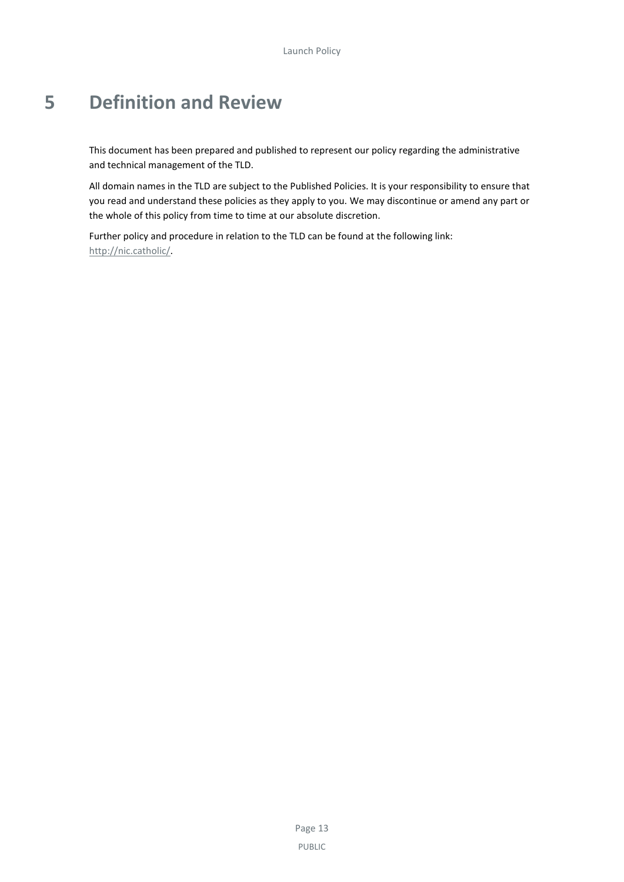# 5 Definition and Review

This document has been prepared and published to represent our policy regarding the administrative and technical management of the TLD.

All domain names in the TLD are subject to the Published Policies. It is your responsibility to ensure that you read and understand these policies as they apply to you. We may discontinue or amend any part or the whole of this policy from time to time at our absolute discretion.

Further policy and procedure in relation to the TLD can be found at the following link: http://nic.catholic/.